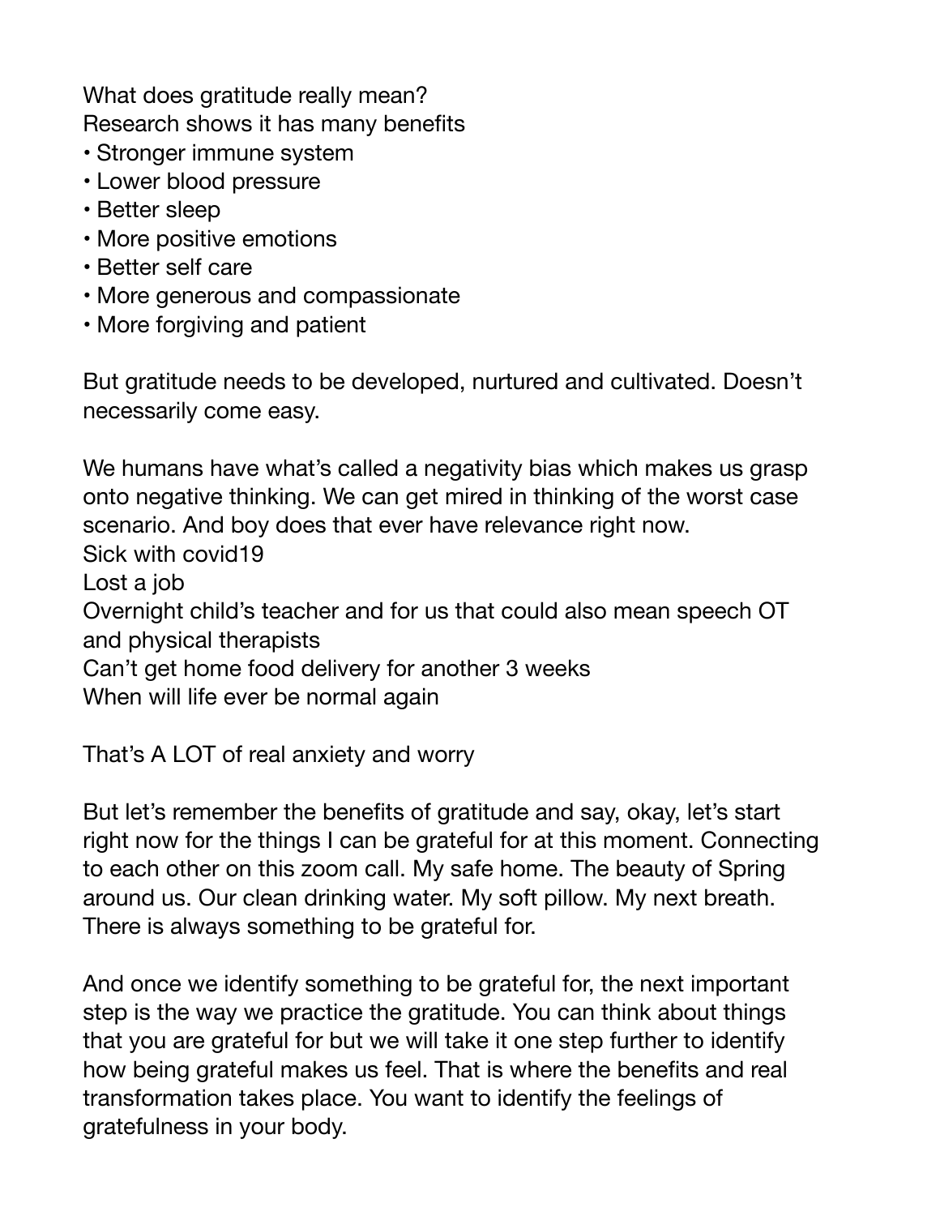What does gratitude really mean?
Research shows it has many benefits

- Stronger immune system
- Lower blood pressure
- Better sleep
- More positive emotions
- Better self care
- More generous and compassionate
- More forgiving and patient

But gratitude needs to be developed, nurtured and cultivated. Doesn't necessarily come easy.

We humans have what's called a negativity bias which makes us grasp onto negative thinking. We can get mired in thinking of the worst case scenario. And boy does that ever have relevance right now.
Sick with covid19
Lost a job
Overnight child's teacher and for us that could also mean speech OT and physical therapists
Can't get home food delivery for another 3 weeks
When will life ever be normal again

That's A LOT of real anxiety and worry

But let's remember the benefits of gratitude and say, okay, let's start right now for the things I can be grateful for at this moment. Connecting to each other on this zoom call. My safe home. The beauty of Spring around us. Our clean drinking water. My soft pillow. My next breath. There is always something to be grateful for.

And once we identify something to be grateful for, the next important step is the way we practice the gratitude. You can think about things that you are grateful for but we will take it one step further to identify how being grateful makes us feel. That is where the benefits and real transformation takes place. You want to identify the feelings of gratefulness in your body.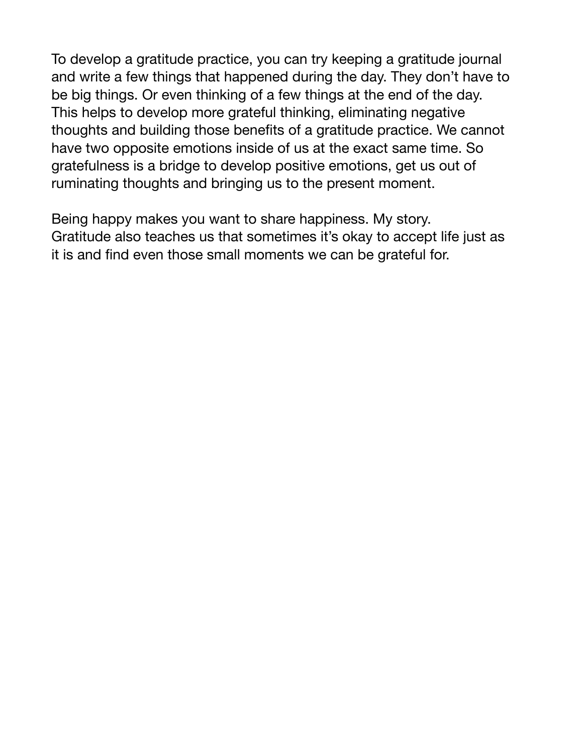To develop a gratitude practice, you can try keeping a gratitude journal and write a few things that happened during the day. They don't have to be big things. Or even thinking of a few things at the end of the day. This helps to develop more grateful thinking, eliminating negative thoughts and building those benefits of a gratitude practice. We cannot have two opposite emotions inside of us at the exact same time. So gratefulness is a bridge to develop positive emotions, get us out of ruminating thoughts and bringing us to the present moment.

Being happy makes you want to share happiness. My story.
Gratitude also teaches us that sometimes it's okay to accept life just as it is and find even those small moments we can be grateful for.